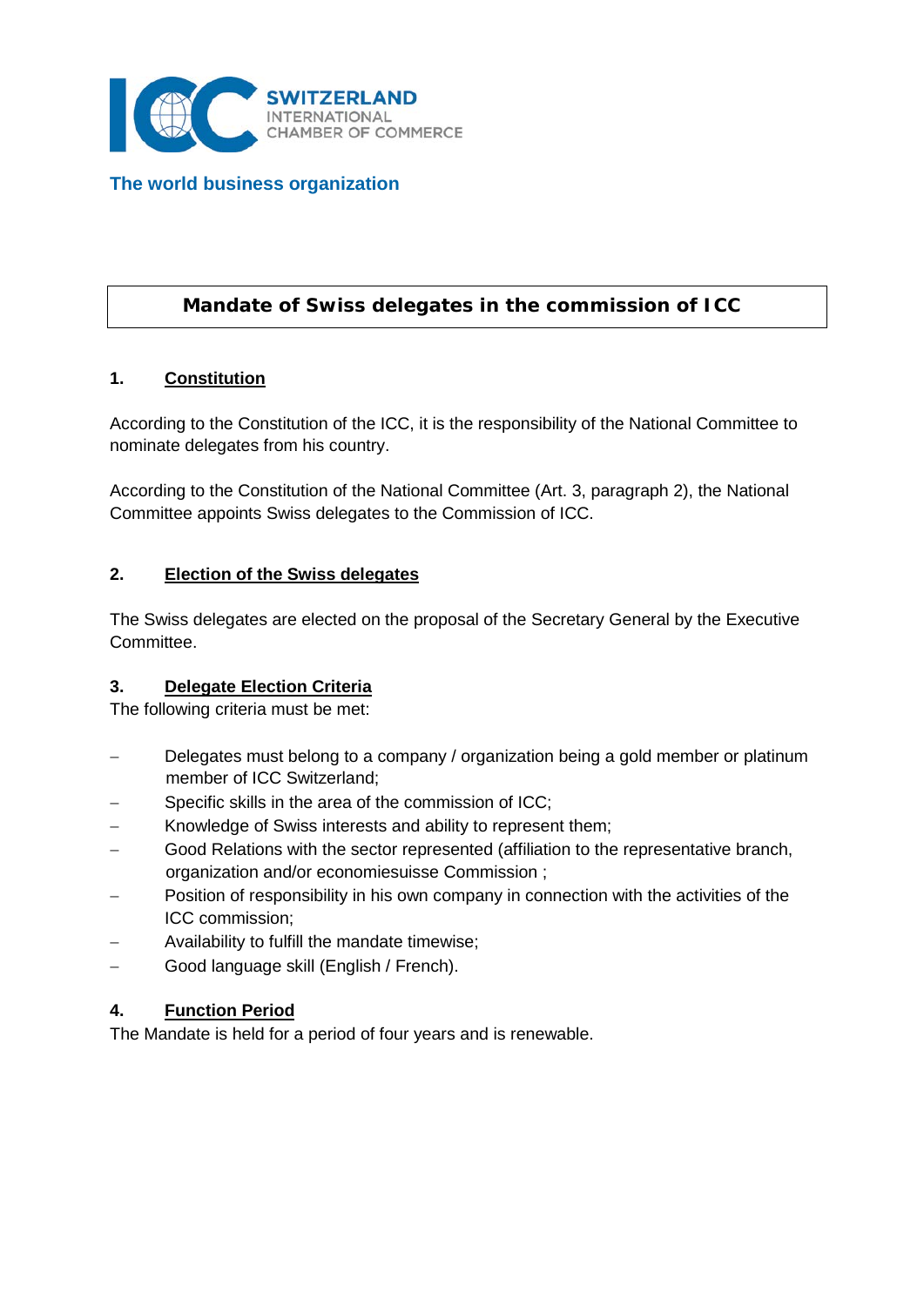SWITZERLAND
INTERNATIONAL
CHAMBER OF COMMERCE

**The world business organization**

# Mandate of Swiss delegates in the commission of ICC

## 1. Constitution

According to the Constitution of the ICC, it is the responsibility of the National Committee to nominate delegates from his country.

According to the Constitution of the National Committee (Art. 3, paragraph 2), the National Committee appoints Swiss delegates to the Commission of ICC.

## 2. Election of the Swiss delegates

The Swiss delegates are elected on the proposal of the Secretary General by the Executive Committee.

## 3. Delegate Election Criteria

The following criteria must be met:

- Delegates must belong to a company / organization being a gold member or platinum member of ICC Switzerland;
- Specific skills in the area of the commission of ICC;
- Knowledge of Swiss interests and ability to represent them;
- Good Relations with the sector represented (affiliation to the representative branch, organization and/or economiesuisse Commission ;
- Position of responsibility in his own company in connection with the activities of the ICC commission;
- Availability to fulfill the mandate timewise;
- Good language skill (English / French).

## 4. Function Period

The Mandate is held for a period of four years and is renewable.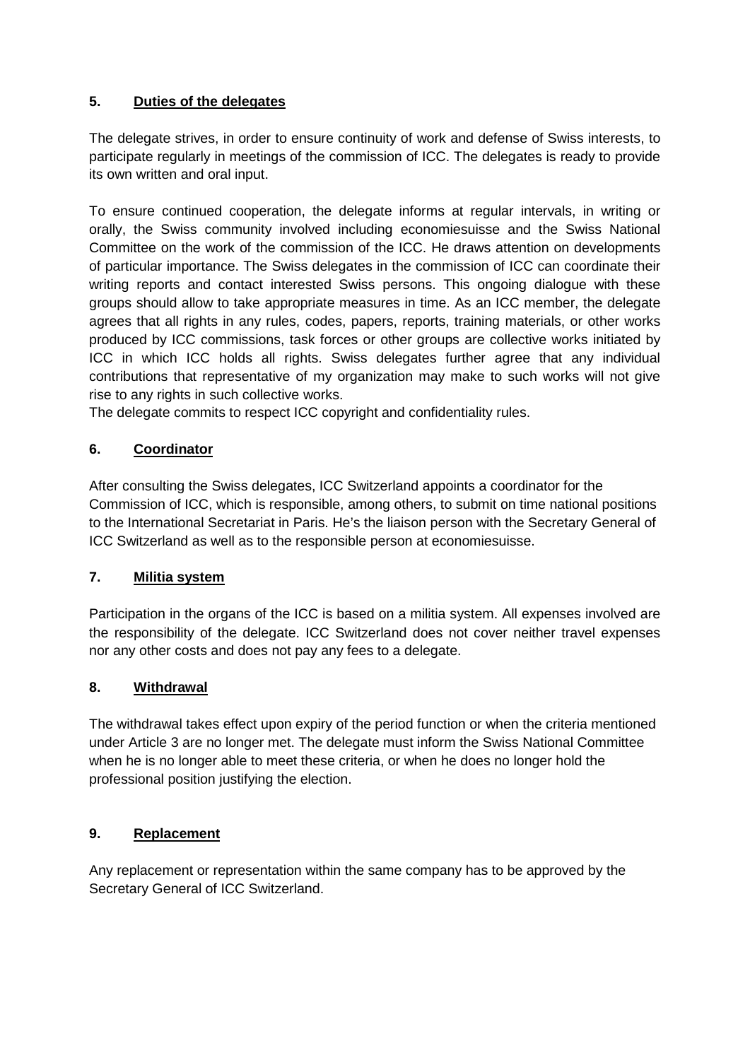## 5. Duties of the delegates

The delegate strives, in order to ensure continuity of work and defense of Swiss interests, to participate regularly in meetings of the commission of ICC. The delegates is ready to provide its own written and oral input.

To ensure continued cooperation, the delegate informs at regular intervals, in writing or orally, the Swiss community involved including economiesuisse and the Swiss National Committee on the work of the commission of the ICC. He draws attention on developments of particular importance. The Swiss delegates in the commission of ICC can coordinate their writing reports and contact interested Swiss persons. This ongoing dialogue with these groups should allow to take appropriate measures in time. As an ICC member, the delegate agrees that all rights in any rules, codes, papers, reports, training materials, or other works produced by ICC commissions, task forces or other groups are collective works initiated by ICC in which ICC holds all rights. Swiss delegates further agree that any individual contributions that representative of my organization may make to such works will not give rise to any rights in such collective works.
The delegate commits to respect ICC copyright and confidentiality rules.

## 6. Coordinator

After consulting the Swiss delegates, ICC Switzerland appoints a coordinator for the Commission of ICC, which is responsible, among others, to submit on time national positions to the International Secretariat in Paris. He's the liaison person with the Secretary General of ICC Switzerland as well as to the responsible person at economiesuisse.

## 7. Militia system

Participation in the organs of the ICC is based on a militia system. All expenses involved are the responsibility of the delegate. ICC Switzerland does not cover neither travel expenses nor any other costs and does not pay any fees to a delegate.

## 8. Withdrawal

The withdrawal takes effect upon expiry of the period function or when the criteria mentioned under Article 3 are no longer met. The delegate must inform the Swiss National Committee when he is no longer able to meet these criteria, or when he does no longer hold the professional position justifying the election.

## 9. Replacement

Any replacement or representation within the same company has to be approved by the Secretary General of ICC Switzerland.